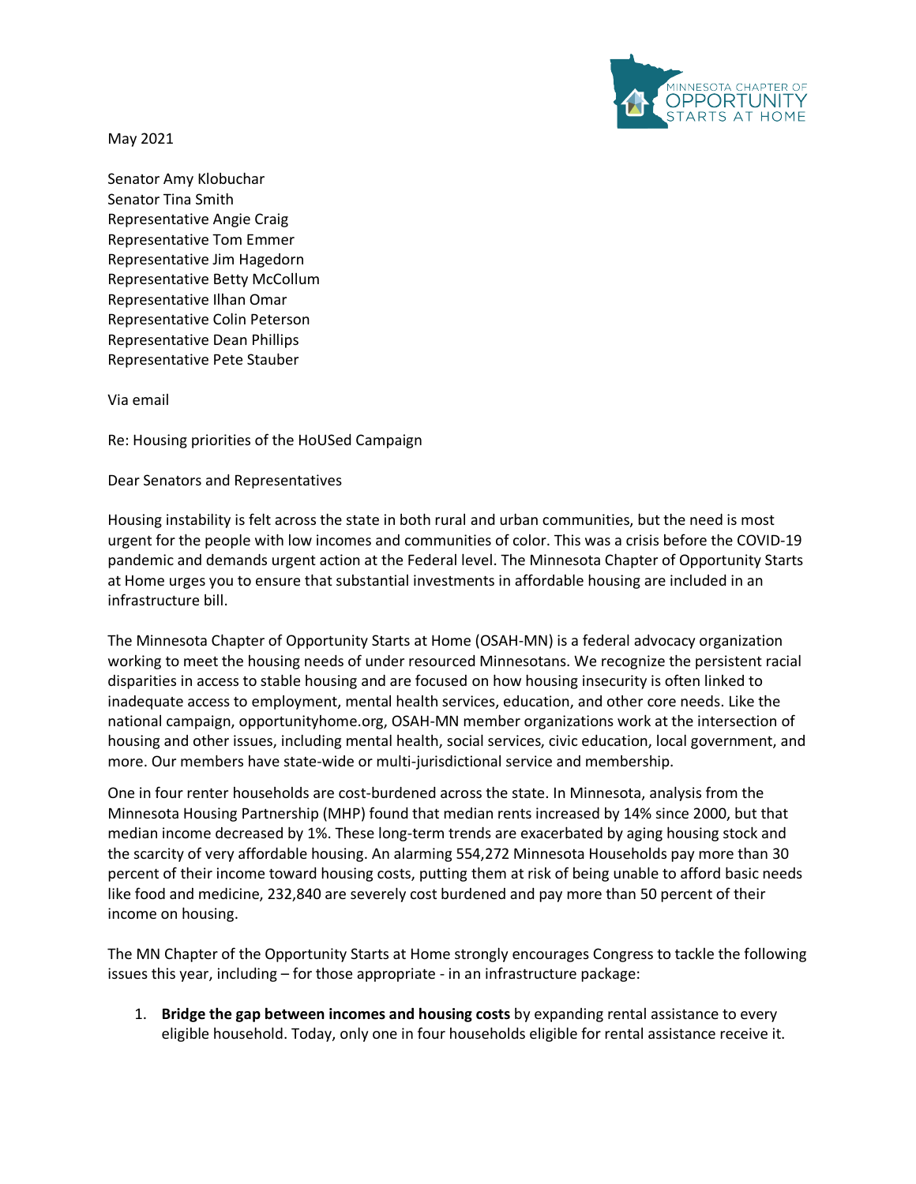MINNESOTA CHAPTER OF OPPORTUNITY STARTS AT HOME

May 2021

Senator Amy Klobuchar
Senator Tina Smith
Representative Angie Craig
Representative Tom Emmer
Representative Jim Hagedorn
Representative Betty McCollum
Representative Ilhan Omar
Representative Colin Peterson
Representative Dean Phillips
Representative Pete Stauber

Via email

Re: Housing priorities of the HoUSed Campaign

Dear Senators and Representatives

Housing instability is felt across the state in both rural and urban communities, but the need is most urgent for the people with low incomes and communities of color. This was a crisis before the COVID-19 pandemic and demands urgent action at the Federal level. The Minnesota Chapter of Opportunity Starts at Home urges you to ensure that substantial investments in affordable housing are included in an infrastructure bill.

The Minnesota Chapter of Opportunity Starts at Home (OSAH-MN) is a federal advocacy organization working to meet the housing needs of under resourced Minnesotans. We recognize the persistent racial disparities in access to stable housing and are focused on how housing insecurity is often linked to inadequate access to employment, mental health services, education, and other core needs. Like the national campaign, opportunityhome.org, OSAH-MN member organizations work at the intersection of housing and other issues, including mental health, social services, civic education, local government, and more. Our members have state-wide or multi-jurisdictional service and membership.

One in four renter households are cost-burdened across the state. In Minnesota, analysis from the Minnesota Housing Partnership (MHP) found that median rents increased by 14% since 2000, but that median income decreased by 1%. These long-term trends are exacerbated by aging housing stock and the scarcity of very affordable housing. An alarming 554,272 Minnesota Households pay more than 30 percent of their income toward housing costs, putting them at risk of being unable to afford basic needs like food and medicine, 232,840 are severely cost burdened and pay more than 50 percent of their income on housing.

The MN Chapter of the Opportunity Starts at Home strongly encourages Congress to tackle the following issues this year, including – for those appropriate - in an infrastructure package:

1. **Bridge the gap between incomes and housing costs** by expanding rental assistance to every eligible household. Today, only one in four households eligible for rental assistance receive it.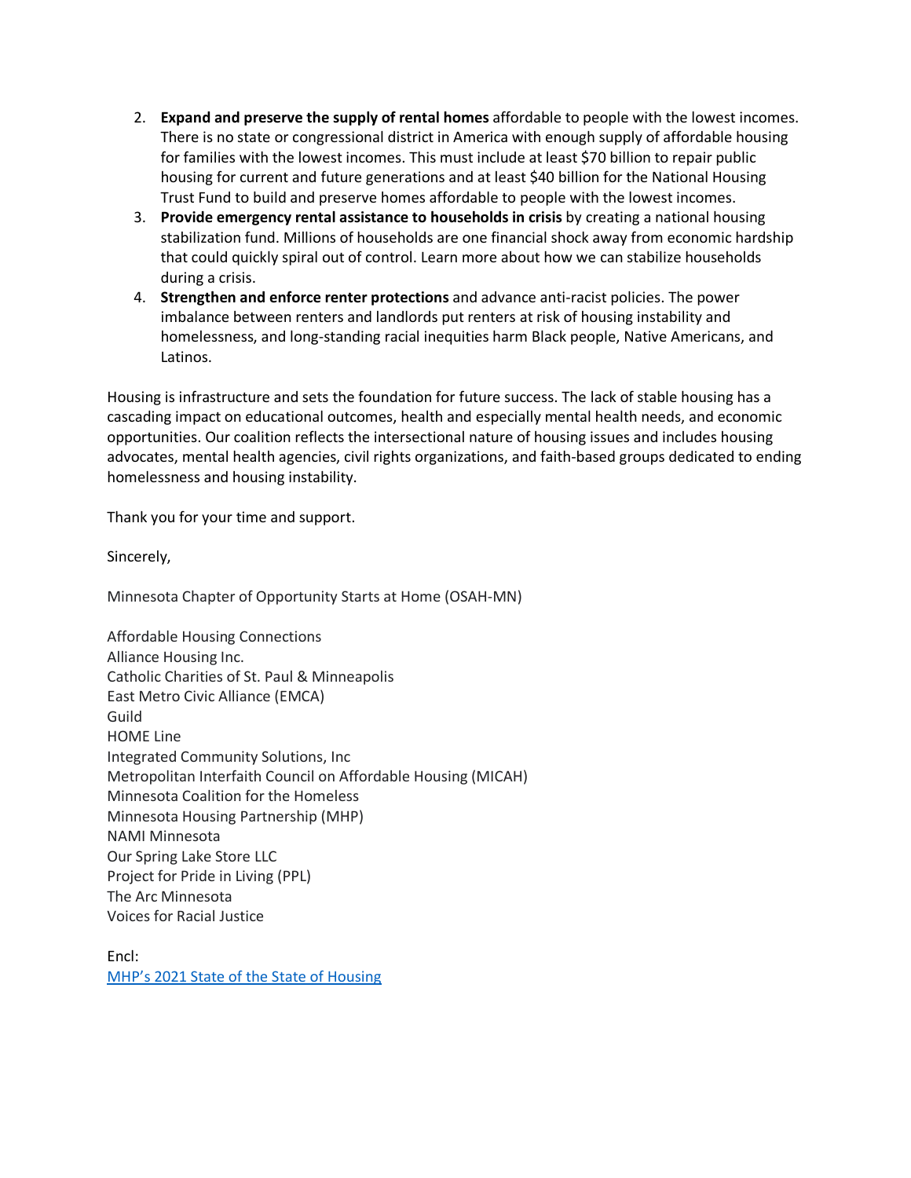2. **Expand and preserve the supply of rental homes** affordable to people with the lowest incomes. There is no state or congressional district in America with enough supply of affordable housing for families with the lowest incomes. This must include at least $70 billion to repair public housing for current and future generations and at least $40 billion for the National Housing Trust Fund to build and preserve homes affordable to people with the lowest incomes.
3. **Provide emergency rental assistance to households in crisis** by creating a national housing stabilization fund. Millions of households are one financial shock away from economic hardship that could quickly spiral out of control. Learn more about how we can stabilize households during a crisis.
4. **Strengthen and enforce renter protections** and advance anti-racist policies. The power imbalance between renters and landlords put renters at risk of housing instability and homelessness, and long-standing racial inequities harm Black people, Native Americans, and Latinos.

Housing is infrastructure and sets the foundation for future success. The lack of stable housing has a cascading impact on educational outcomes, health and especially mental health needs, and economic opportunities. Our coalition reflects the intersectional nature of housing issues and includes housing advocates, mental health agencies, civil rights organizations, and faith-based groups dedicated to ending homelessness and housing instability.

Thank you for your time and support.

Sincerely,

Minnesota Chapter of Opportunity Starts at Home (OSAH-MN)

Affordable Housing Connections
Alliance Housing Inc.
Catholic Charities of St. Paul & Minneapolis
East Metro Civic Alliance (EMCA)
Guild
HOME Line
Integrated Community Solutions, Inc
Metropolitan Interfaith Council on Affordable Housing (MICAH)
Minnesota Coalition for the Homeless
Minnesota Housing Partnership (MHP)
NAMI Minnesota
Our Spring Lake Store LLC
Project for Pride in Living (PPL)
The Arc Minnesota
Voices for Racial Justice

Encl:
MHP's 2021 State of the State of Housing